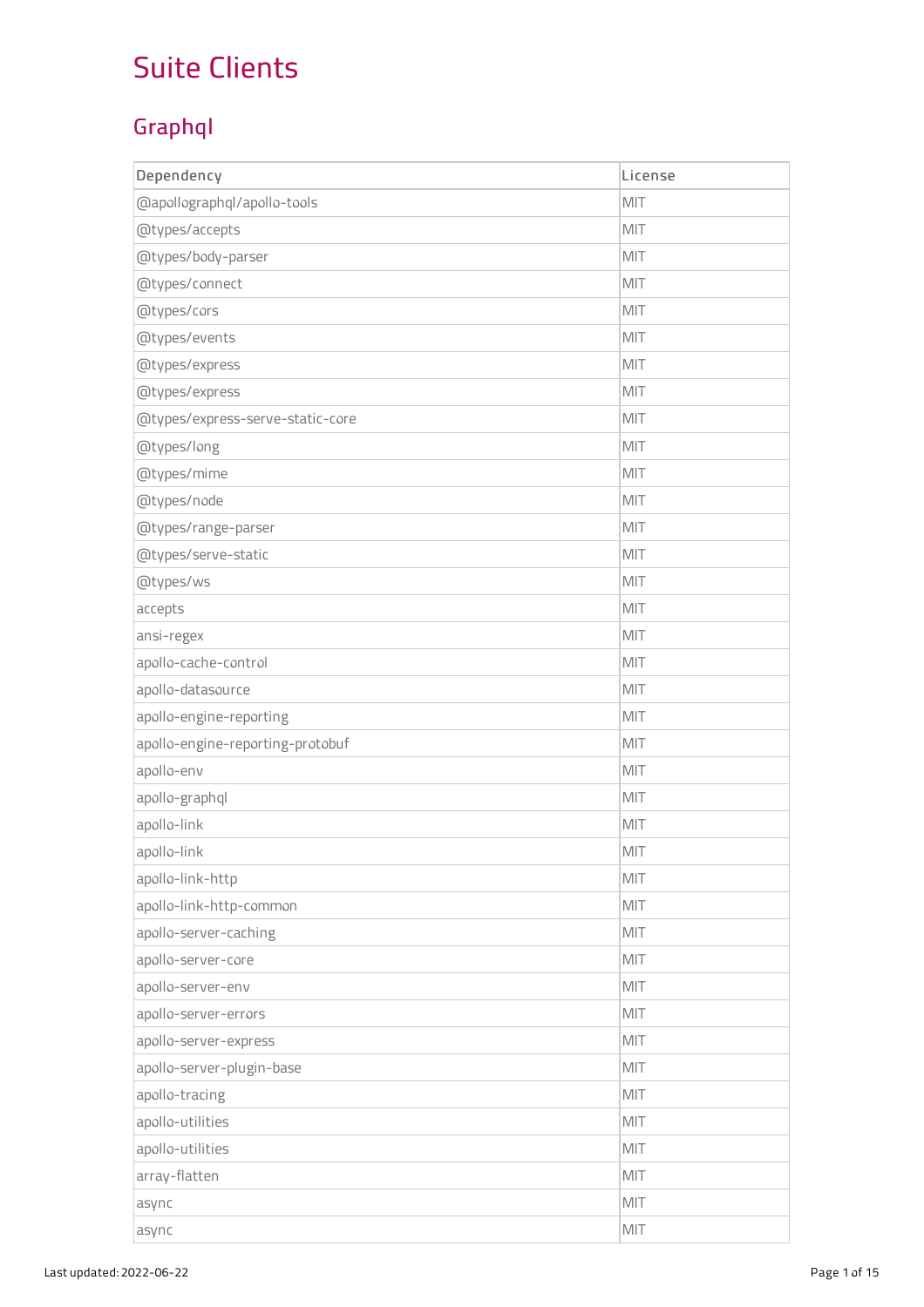# Suite Clients

## Graphql

| Dependency | License |
| --- | --- |
| @apollographql/apollo-tools | MIT |
| @types/accepts | MIT |
| @types/body-parser | MIT |
| @types/connect | MIT |
| @types/cors | MIT |
| @types/events | MIT |
| @types/express | MIT |
| @types/express | MIT |
| @types/express-serve-static-core | MIT |
| @types/long | MIT |
| @types/mime | MIT |
| @types/node | MIT |
| @types/range-parser | MIT |
| @types/serve-static | MIT |
| @types/ws | MIT |
| accepts | MIT |
| ansi-regex | MIT |
| apollo-cache-control | MIT |
| apollo-datasource | MIT |
| apollo-engine-reporting | MIT |
| apollo-engine-reporting-protobuf | MIT |
| apollo-env | MIT |
| apollo-graphql | MIT |
| apollo-link | MIT |
| apollo-link | MIT |
| apollo-link-http | MIT |
| apollo-link-http-common | MIT |
| apollo-server-caching | MIT |
| apollo-server-core | MIT |
| apollo-server-env | MIT |
| apollo-server-errors | MIT |
| apollo-server-express | MIT |
| apollo-server-plugin-base | MIT |
| apollo-tracing | MIT |
| apollo-utilities | MIT |
| apollo-utilities | MIT |
| array-flatten | MIT |
| async | MIT |
| async | MIT |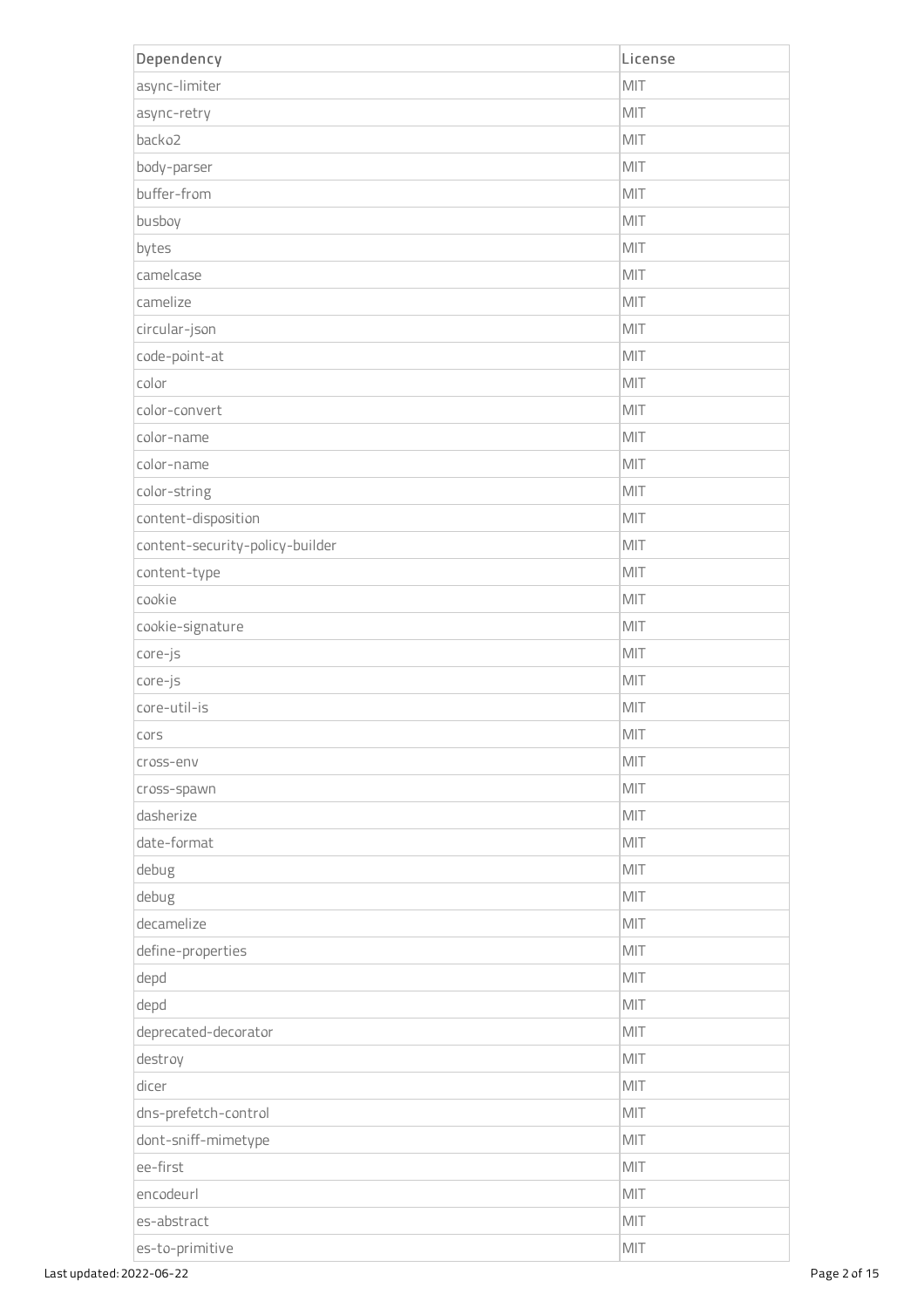| Dependency | License |
| --- | --- |
| async-limiter | MIT |
| async-retry | MIT |
| backo2 | MIT |
| body-parser | MIT |
| buffer-from | MIT |
| busboy | MIT |
| bytes | MIT |
| camelcase | MIT |
| camelize | MIT |
| circular-json | MIT |
| code-point-at | MIT |
| color | MIT |
| color-convert | MIT |
| color-name | MIT |
| color-name | MIT |
| color-string | MIT |
| content-disposition | MIT |
| content-security-policy-builder | MIT |
| content-type | MIT |
| cookie | MIT |
| cookie-signature | MIT |
| core-js | MIT |
| core-js | MIT |
| core-util-is | MIT |
| cors | MIT |
| cross-env | MIT |
| cross-spawn | MIT |
| dasherize | MIT |
| date-format | MIT |
| debug | MIT |
| debug | MIT |
| decamelize | MIT |
| define-properties | MIT |
| depd | MIT |
| depd | MIT |
| deprecated-decorator | MIT |
| destroy | MIT |
| dicer | MIT |
| dns-prefetch-control | MIT |
| dont-sniff-mimetype | MIT |
| ee-first | MIT |
| encodeurl | MIT |
| es-abstract | MIT |
| es-to-primitive | MIT |

Last updated: 2022-06-22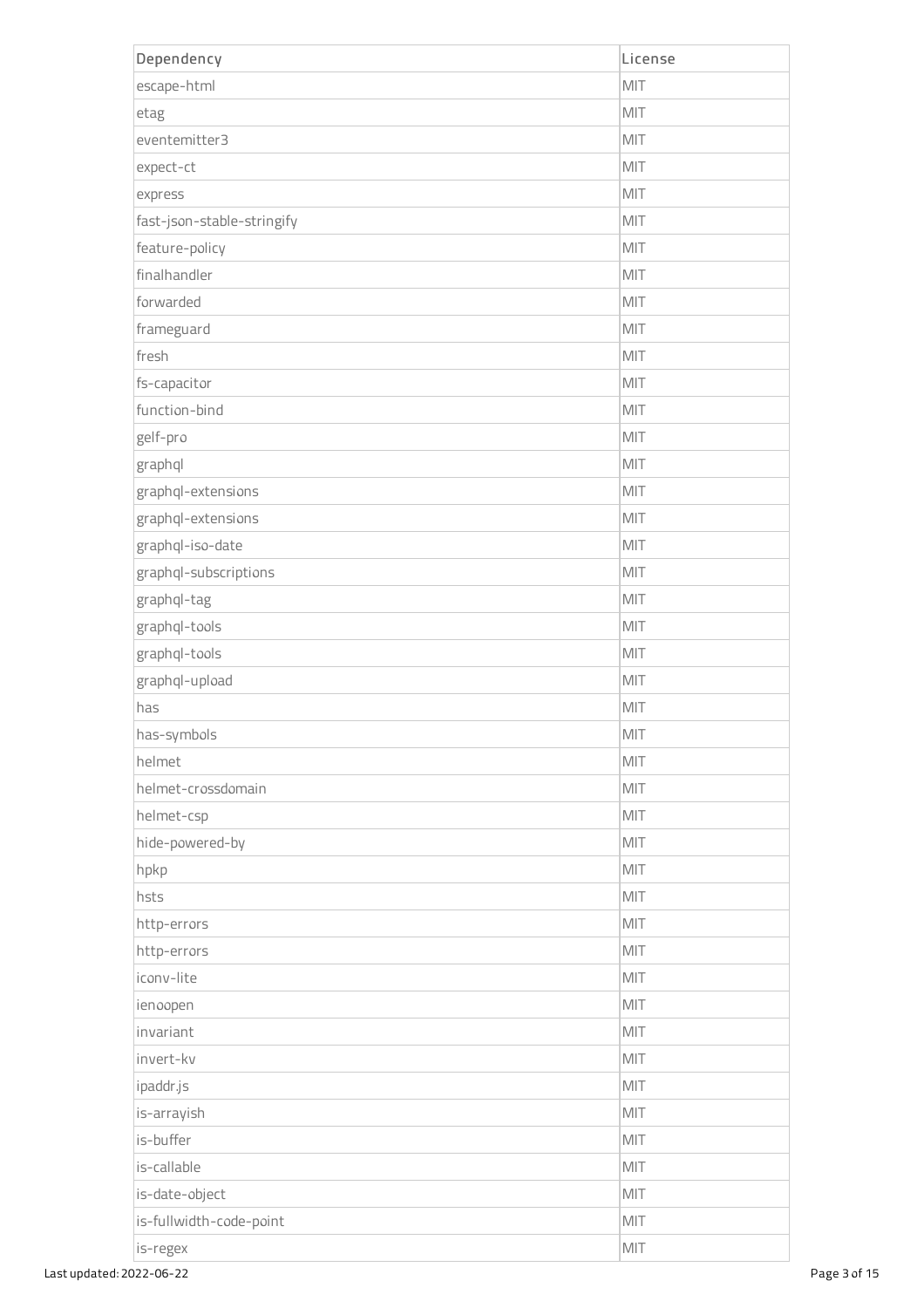| Dependency | License |
| --- | --- |
| escape-html | MIT |
| etag | MIT |
| eventemitter3 | MIT |
| expect-ct | MIT |
| express | MIT |
| fast-json-stable-stringify | MIT |
| feature-policy | MIT |
| finalhandler | MIT |
| forwarded | MIT |
| frameguard | MIT |
| fresh | MIT |
| fs-capacitor | MIT |
| function-bind | MIT |
| gelf-pro | MIT |
| graphql | MIT |
| graphql-extensions | MIT |
| graphql-extensions | MIT |
| graphql-iso-date | MIT |
| graphql-subscriptions | MIT |
| graphql-tag | MIT |
| graphql-tools | MIT |
| graphql-tools | MIT |
| graphql-upload | MIT |
| has | MIT |
| has-symbols | MIT |
| helmet | MIT |
| helmet-crossdomain | MIT |
| helmet-csp | MIT |
| hide-powered-by | MIT |
| hpkp | MIT |
| hsts | MIT |
| http-errors | MIT |
| http-errors | MIT |
| iconv-lite | MIT |
| ienoopen | MIT |
| invariant | MIT |
| invert-kv | MIT |
| ipaddr.js | MIT |
| is-arrayish | MIT |
| is-buffer | MIT |
| is-callable | MIT |
| is-date-object | MIT |
| is-fullwidth-code-point | MIT |
| is-regex | MIT |

Last updated: 2022-06-22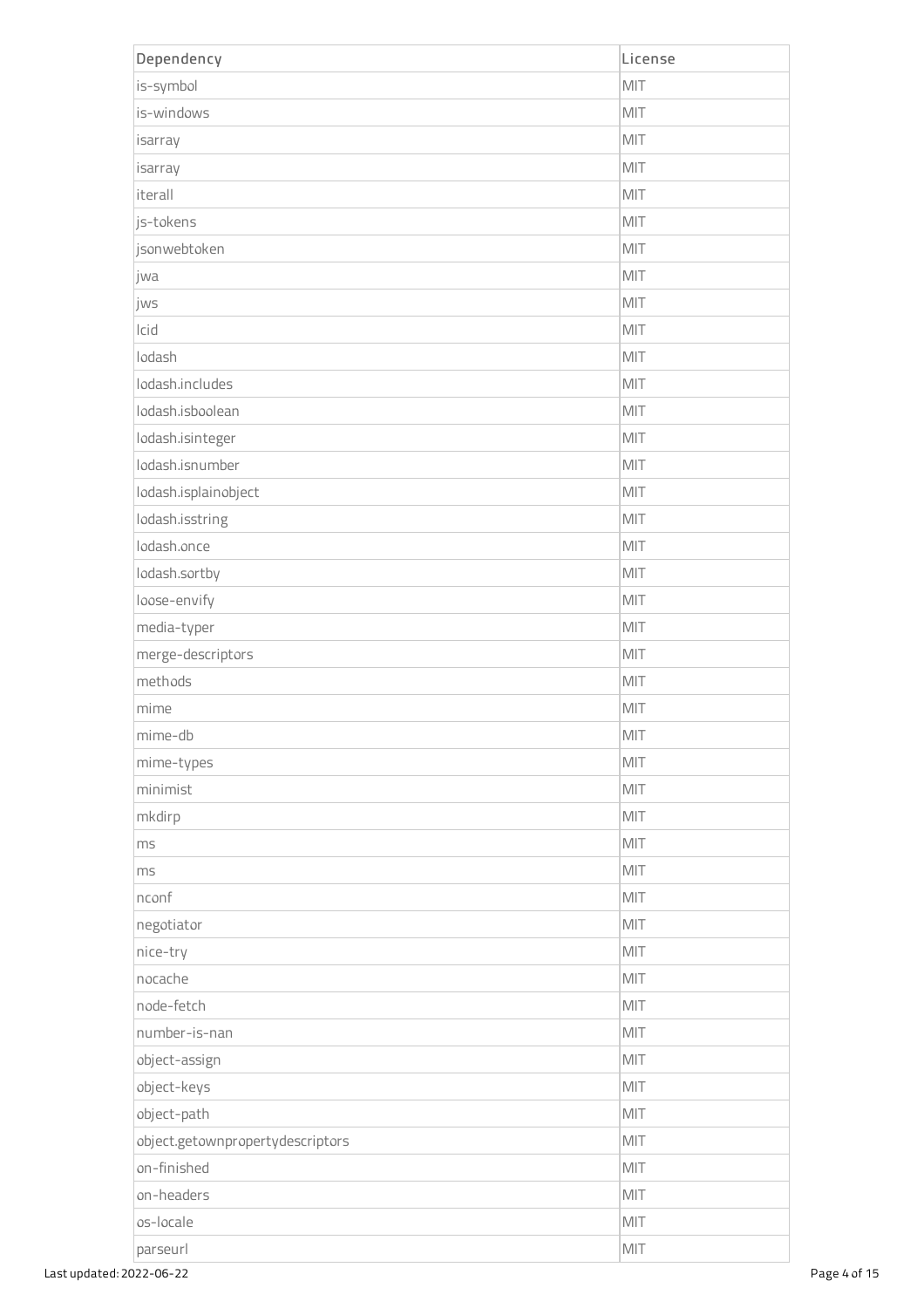| Dependency | License |
| --- | --- |
| is-symbol | MIT |
| is-windows | MIT |
| isarray | MIT |
| isarray | MIT |
| iterall | MIT |
| js-tokens | MIT |
| jsonwebtoken | MIT |
| jwa | MIT |
| jws | MIT |
| lcid | MIT |
| lodash | MIT |
| lodash.includes | MIT |
| lodash.isboolean | MIT |
| lodash.isinteger | MIT |
| lodash.isnumber | MIT |
| lodash.isplainobject | MIT |
| lodash.isstring | MIT |
| lodash.once | MIT |
| lodash.sortby | MIT |
| loose-envify | MIT |
| media-typer | MIT |
| merge-descriptors | MIT |
| methods | MIT |
| mime | MIT |
| mime-db | MIT |
| mime-types | MIT |
| minimist | MIT |
| mkdirp | MIT |
| ms | MIT |
| ms | MIT |
| nconf | MIT |
| negotiator | MIT |
| nice-try | MIT |
| nocache | MIT |
| node-fetch | MIT |
| number-is-nan | MIT |
| object-assign | MIT |
| object-keys | MIT |
| object-path | MIT |
| object.getownpropertydescriptors | MIT |
| on-finished | MIT |
| on-headers | MIT |
| os-locale | MIT |
| parseurl | MIT |

Last updated: 2022-06-22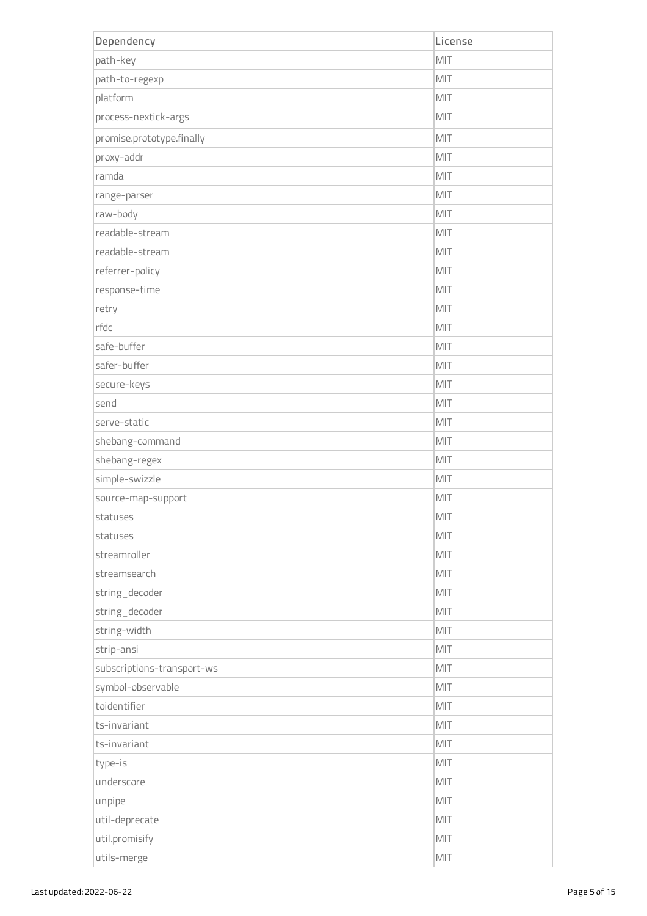| Dependency | License |
| --- | --- |
| path-key | MIT |
| path-to-regexp | MIT |
| platform | MIT |
| process-nextick-args | MIT |
| promise.prototype.finally | MIT |
| proxy-addr | MIT |
| ramda | MIT |
| range-parser | MIT |
| raw-body | MIT |
| readable-stream | MIT |
| readable-stream | MIT |
| referrer-policy | MIT |
| response-time | MIT |
| retry | MIT |
| rfdc | MIT |
| safe-buffer | MIT |
| safer-buffer | MIT |
| secure-keys | MIT |
| send | MIT |
| serve-static | MIT |
| shebang-command | MIT |
| shebang-regex | MIT |
| simple-swizzle | MIT |
| source-map-support | MIT |
| statuses | MIT |
| statuses | MIT |
| streamroller | MIT |
| streamsearch | MIT |
| string_decoder | MIT |
| string_decoder | MIT |
| string-width | MIT |
| strip-ansi | MIT |
| subscriptions-transport-ws | MIT |
| symbol-observable | MIT |
| toidentifier | MIT |
| ts-invariant | MIT |
| ts-invariant | MIT |
| type-is | MIT |
| underscore | MIT |
| unpipe | MIT |
| util-deprecate | MIT |
| util.promisify | MIT |
| utils-merge | MIT |

Last updated: 2022-06-22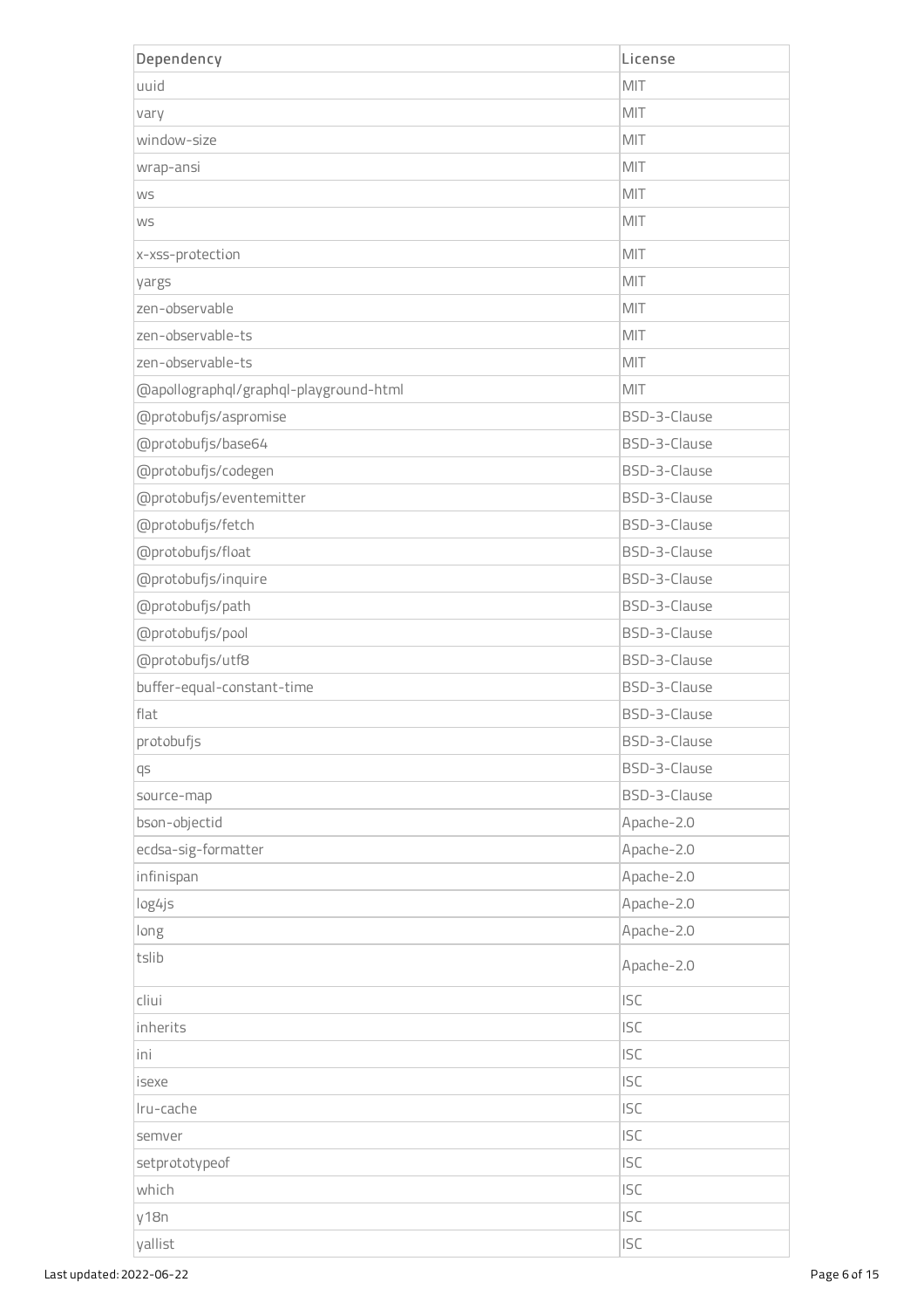| Dependency | License |
| --- | --- |
| uuid | MIT |
| vary | MIT |
| window-size | MIT |
| wrap-ansi | MIT |
| ws | MIT |
| ws | MIT |
| x-xss-protection | MIT |
| yargs | MIT |
| zen-observable | MIT |
| zen-observable-ts | MIT |
| zen-observable-ts | MIT |
| @apollographql/graphql-playground-html | MIT |
| @protobufjs/aspromise | BSD-3-Clause |
| @protobufjs/base64 | BSD-3-Clause |
| @protobufjs/codegen | BSD-3-Clause |
| @protobufjs/eventemitter | BSD-3-Clause |
| @protobufjs/fetch | BSD-3-Clause |
| @protobufjs/float | BSD-3-Clause |
| @protobufjs/inquire | BSD-3-Clause |
| @protobufjs/path | BSD-3-Clause |
| @protobufjs/pool | BSD-3-Clause |
| @protobufjs/utf8 | BSD-3-Clause |
| buffer-equal-constant-time | BSD-3-Clause |
| flat | BSD-3-Clause |
| protobufjs | BSD-3-Clause |
| qs | BSD-3-Clause |
| source-map | BSD-3-Clause |
| bson-objectid | Apache-2.0 |
| ecdsa-sig-formatter | Apache-2.0 |
| infinispan | Apache-2.0 |
| log4js | Apache-2.0 |
| long | Apache-2.0 |
| tslib | Apache-2.0 |
| cliui | ISC |
| inherits | ISC |
| ini | ISC |
| isexe | ISC |
| lru-cache | ISC |
| semver | ISC |
| setprototypeof | ISC |
| which | ISC |
| y18n | ISC |
| yallist | ISC |

Last updated: 2022-06-22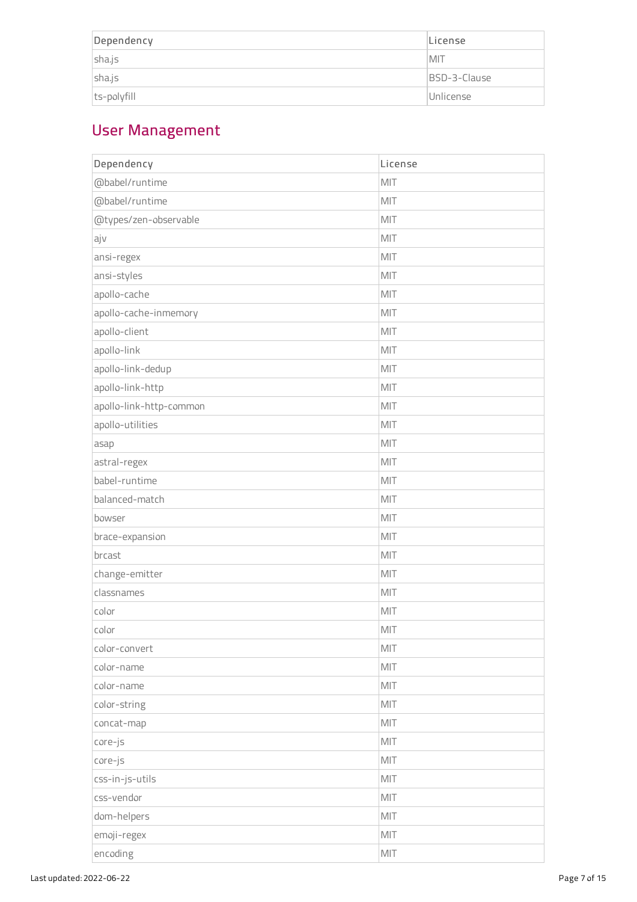| Dependency | License |
| --- | --- |
| sha.js | MIT |
| sha.js | BSD-3-Clause |
| ts-polyfill | Unlicense |

## User Management

| Dependency | License |
| --- | --- |
| @babel/runtime | MIT |
| @babel/runtime | MIT |
| @types/zen-observable | MIT |
| ajv | MIT |
| ansi-regex | MIT |
| ansi-styles | MIT |
| apollo-cache | MIT |
| apollo-cache-inmemory | MIT |
| apollo-client | MIT |
| apollo-link | MIT |
| apollo-link-dedup | MIT |
| apollo-link-http | MIT |
| apollo-link-http-common | MIT |
| apollo-utilities | MIT |
| asap | MIT |
| astral-regex | MIT |
| babel-runtime | MIT |
| balanced-match | MIT |
| bowser | MIT |
| brace-expansion | MIT |
| brcast | MIT |
| change-emitter | MIT |
| classnames | MIT |
| color | MIT |
| color | MIT |
| color-convert | MIT |
| color-name | MIT |
| color-name | MIT |
| color-string | MIT |
| concat-map | MIT |
| core-js | MIT |
| core-js | MIT |
| css-in-js-utils | MIT |
| css-vendor | MIT |
| dom-helpers | MIT |
| emoji-regex | MIT |
| encoding | MIT |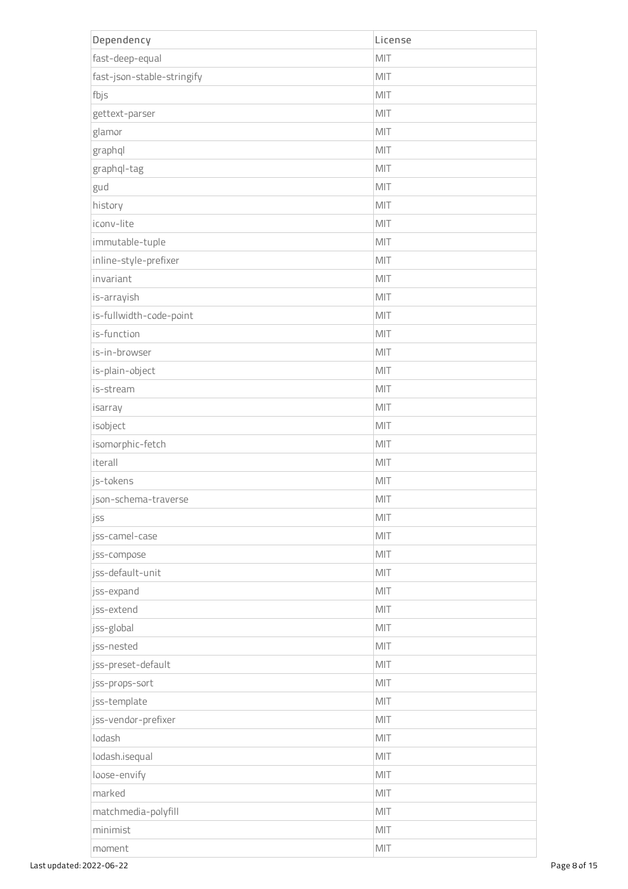| Dependency | License |
| --- | --- |
| fast-deep-equal | MIT |
| fast-json-stable-stringify | MIT |
| fbjs | MIT |
| gettext-parser | MIT |
| glamor | MIT |
| graphql | MIT |
| graphql-tag | MIT |
| gud | MIT |
| history | MIT |
| iconv-lite | MIT |
| immutable-tuple | MIT |
| inline-style-prefixer | MIT |
| invariant | MIT |
| is-arrayish | MIT |
| is-fullwidth-code-point | MIT |
| is-function | MIT |
| is-in-browser | MIT |
| is-plain-object | MIT |
| is-stream | MIT |
| isarray | MIT |
| isobject | MIT |
| isomorphic-fetch | MIT |
| iterall | MIT |
| js-tokens | MIT |
| json-schema-traverse | MIT |
| jss | MIT |
| jss-camel-case | MIT |
| jss-compose | MIT |
| jss-default-unit | MIT |
| jss-expand | MIT |
| jss-extend | MIT |
| jss-global | MIT |
| jss-nested | MIT |
| jss-preset-default | MIT |
| jss-props-sort | MIT |
| jss-template | MIT |
| jss-vendor-prefixer | MIT |
| lodash | MIT |
| lodash.isequal | MIT |
| loose-envify | MIT |
| marked | MIT |
| matchmedia-polyfill | MIT |
| minimist | MIT |
| moment | MIT |

Last updated: 2022-06-22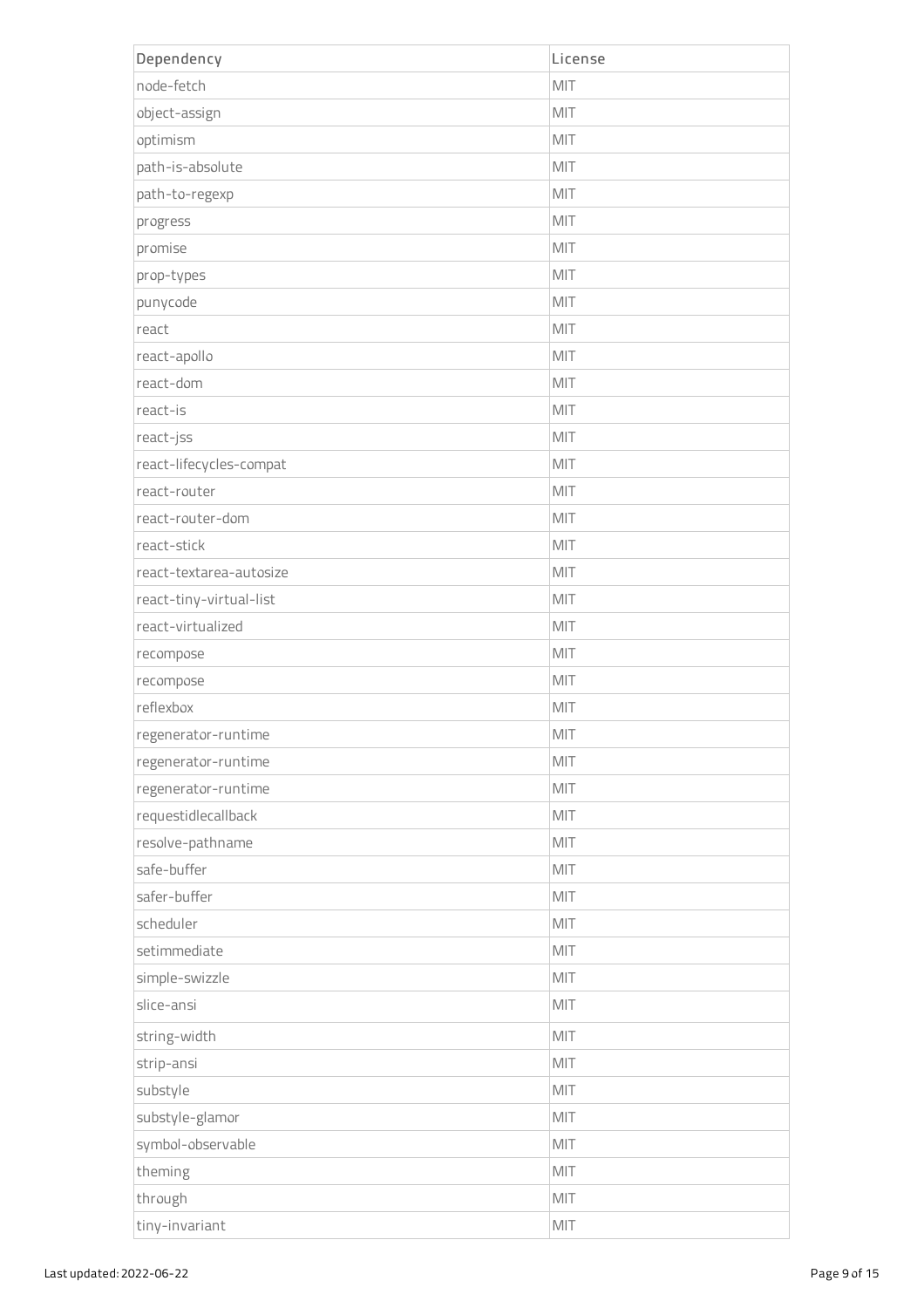| Dependency | License |
| --- | --- |
| node-fetch | MIT |
| object-assign | MIT |
| optimism | MIT |
| path-is-absolute | MIT |
| path-to-regexp | MIT |
| progress | MIT |
| promise | MIT |
| prop-types | MIT |
| punycode | MIT |
| react | MIT |
| react-apollo | MIT |
| react-dom | MIT |
| react-is | MIT |
| react-jss | MIT |
| react-lifecycles-compat | MIT |
| react-router | MIT |
| react-router-dom | MIT |
| react-stick | MIT |
| react-textarea-autosize | MIT |
| react-tiny-virtual-list | MIT |
| react-virtualized | MIT |
| recompose | MIT |
| recompose | MIT |
| reflexbox | MIT |
| regenerator-runtime | MIT |
| regenerator-runtime | MIT |
| regenerator-runtime | MIT |
| requestidlecallback | MIT |
| resolve-pathname | MIT |
| safe-buffer | MIT |
| safer-buffer | MIT |
| scheduler | MIT |
| setimmediate | MIT |
| simple-swizzle | MIT |
| slice-ansi | MIT |
| string-width | MIT |
| strip-ansi | MIT |
| substyle | MIT |
| substyle-glamor | MIT |
| symbol-observable | MIT |
| theming | MIT |
| through | MIT |
| tiny-invariant | MIT |

Last updated: 2022-06-22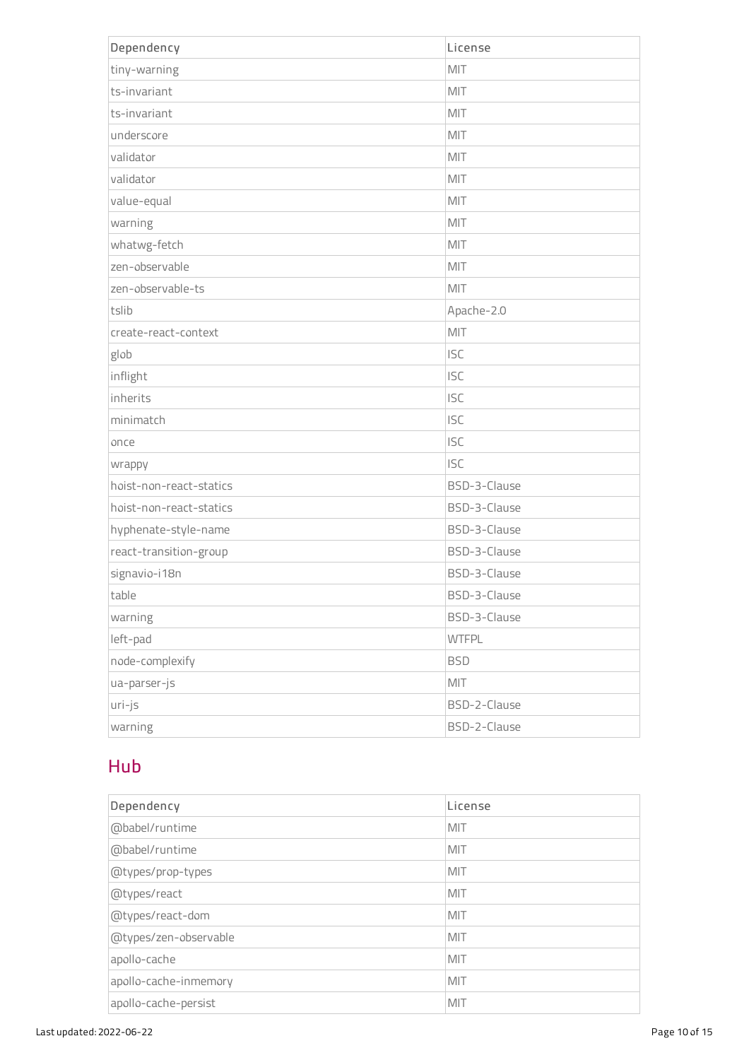| Dependency | License |
| --- | --- |
| tiny-warning | MIT |
| ts-invariant | MIT |
| ts-invariant | MIT |
| underscore | MIT |
| validator | MIT |
| validator | MIT |
| value-equal | MIT |
| warning | MIT |
| whatwg-fetch | MIT |
| zen-observable | MIT |
| zen-observable-ts | MIT |
| tslib | Apache-2.0 |
| create-react-context | MIT |
| glob | ISC |
| inflight | ISC |
| inherits | ISC |
| minimatch | ISC |
| once | ISC |
| wrappy | ISC |
| hoist-non-react-statics | BSD-3-Clause |
| hoist-non-react-statics | BSD-3-Clause |
| hyphenate-style-name | BSD-3-Clause |
| react-transition-group | BSD-3-Clause |
| signavio-i18n | BSD-3-Clause |
| table | BSD-3-Clause |
| warning | BSD-3-Clause |
| left-pad | WTFPL |
| node-complexify | BSD |
| ua-parser-js | MIT |
| uri-js | BSD-2-Clause |
| warning | BSD-2-Clause |

## Hub

| Dependency | License |
| --- | --- |
| @babel/runtime | MIT |
| @babel/runtime | MIT |
| @types/prop-types | MIT |
| @types/react | MIT |
| @types/react-dom | MIT |
| @types/zen-observable | MIT |
| apollo-cache | MIT |
| apollo-cache-inmemory | MIT |
| apollo-cache-persist | MIT |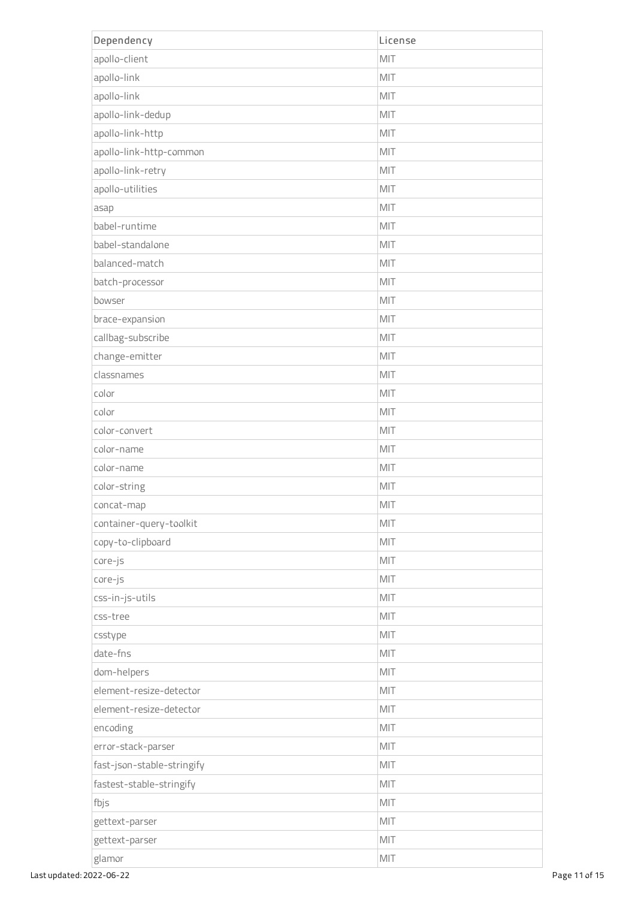| Dependency | License |
| --- | --- |
| apollo-client | MIT |
| apollo-link | MIT |
| apollo-link | MIT |
| apollo-link-dedup | MIT |
| apollo-link-http | MIT |
| apollo-link-http-common | MIT |
| apollo-link-retry | MIT |
| apollo-utilities | MIT |
| asap | MIT |
| babel-runtime | MIT |
| babel-standalone | MIT |
| balanced-match | MIT |
| batch-processor | MIT |
| bowser | MIT |
| brace-expansion | MIT |
| callbag-subscribe | MIT |
| change-emitter | MIT |
| classnames | MIT |
| color | MIT |
| color | MIT |
| color-convert | MIT |
| color-name | MIT |
| color-name | MIT |
| color-string | MIT |
| concat-map | MIT |
| container-query-toolkit | MIT |
| copy-to-clipboard | MIT |
| core-js | MIT |
| core-js | MIT |
| css-in-js-utils | MIT |
| css-tree | MIT |
| csstype | MIT |
| date-fns | MIT |
| dom-helpers | MIT |
| element-resize-detector | MIT |
| element-resize-detector | MIT |
| encoding | MIT |
| error-stack-parser | MIT |
| fast-json-stable-stringify | MIT |
| fastest-stable-stringify | MIT |
| fbjs | MIT |
| gettext-parser | MIT |
| gettext-parser | MIT |
| glamor | MIT |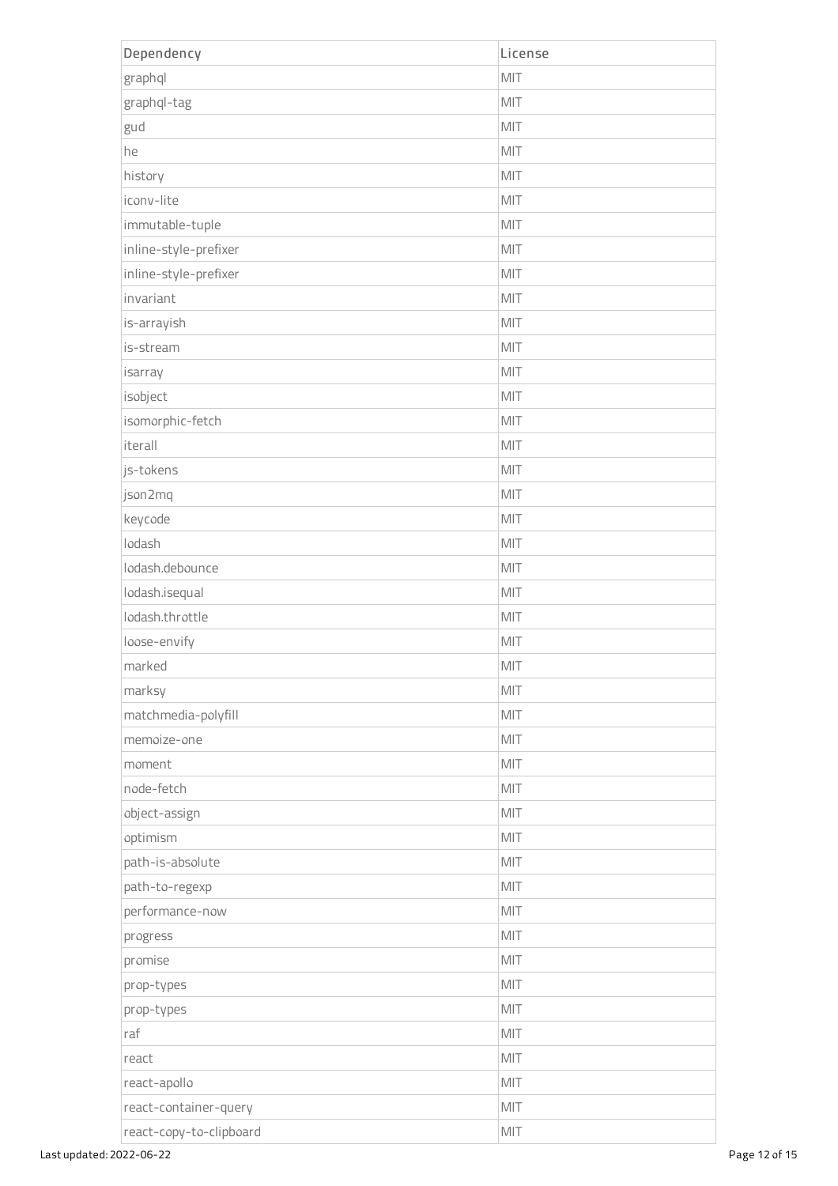| Dependency | License |
| --- | --- |
| graphql | MIT |
| graphql-tag | MIT |
| gud | MIT |
| he | MIT |
| history | MIT |
| iconv-lite | MIT |
| immutable-tuple | MIT |
| inline-style-prefixer | MIT |
| inline-style-prefixer | MIT |
| invariant | MIT |
| is-arrayish | MIT |
| is-stream | MIT |
| isarray | MIT |
| isobject | MIT |
| isomorphic-fetch | MIT |
| iterall | MIT |
| js-tokens | MIT |
| json2mq | MIT |
| keycode | MIT |
| lodash | MIT |
| lodash.debounce | MIT |
| lodash.isequal | MIT |
| lodash.throttle | MIT |
| loose-envify | MIT |
| marked | MIT |
| marksy | MIT |
| matchmedia-polyfill | MIT |
| memoize-one | MIT |
| moment | MIT |
| node-fetch | MIT |
| object-assign | MIT |
| optimism | MIT |
| path-is-absolute | MIT |
| path-to-regexp | MIT |
| performance-now | MIT |
| progress | MIT |
| promise | MIT |
| prop-types | MIT |
| prop-types | MIT |
| raf | MIT |
| react | MIT |
| react-apollo | MIT |
| react-container-query | MIT |
| react-copy-to-clipboard | MIT |

Last updated: 2022-06-22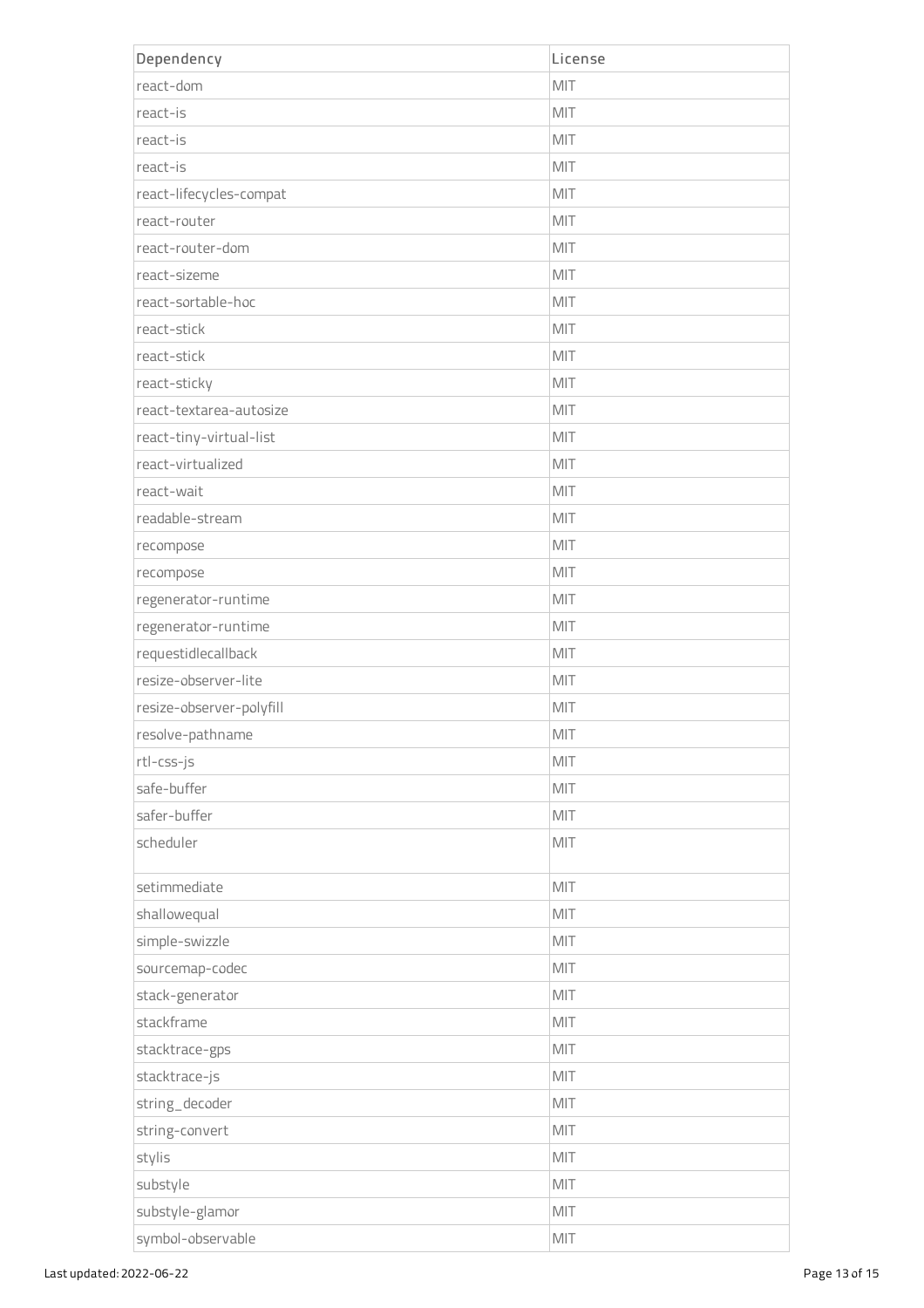| Dependency | License |
| --- | --- |
| react-dom | MIT |
| react-is | MIT |
| react-is | MIT |
| react-is | MIT |
| react-lifecycles-compat | MIT |
| react-router | MIT |
| react-router-dom | MIT |
| react-sizeme | MIT |
| react-sortable-hoc | MIT |
| react-stick | MIT |
| react-stick | MIT |
| react-sticky | MIT |
| react-textarea-autosize | MIT |
| react-tiny-virtual-list | MIT |
| react-virtualized | MIT |
| react-wait | MIT |
| readable-stream | MIT |
| recompose | MIT |
| recompose | MIT |
| regenerator-runtime | MIT |
| regenerator-runtime | MIT |
| requestidlecallback | MIT |
| resize-observer-lite | MIT |
| resize-observer-polyfill | MIT |
| resolve-pathname | MIT |
| rtl-css-js | MIT |
| safe-buffer | MIT |
| safer-buffer | MIT |
| scheduler | MIT |
| setimmediate | MIT |
| shallowequal | MIT |
| simple-swizzle | MIT |
| sourcemap-codec | MIT |
| stack-generator | MIT |
| stackframe | MIT |
| stacktrace-gps | MIT |
| stacktrace-js | MIT |
| string_decoder | MIT |
| string-convert | MIT |
| stylis | MIT |
| substyle | MIT |
| substyle-glamor | MIT |
| symbol-observable | MIT |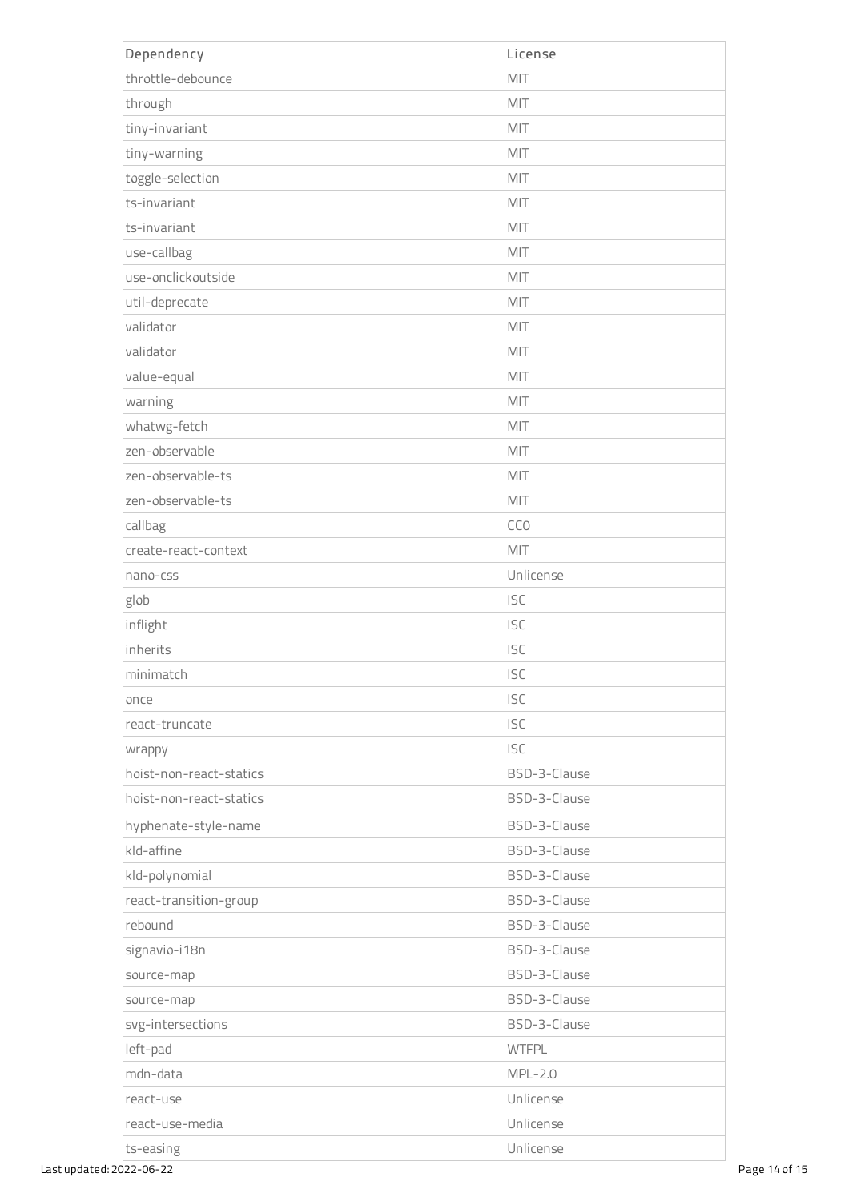| Dependency | License |
| --- | --- |
| throttle-debounce | MIT |
| through | MIT |
| tiny-invariant | MIT |
| tiny-warning | MIT |
| toggle-selection | MIT |
| ts-invariant | MIT |
| ts-invariant | MIT |
| use-callbag | MIT |
| use-onclickoutside | MIT |
| util-deprecate | MIT |
| validator | MIT |
| validator | MIT |
| value-equal | MIT |
| warning | MIT |
| whatwg-fetch | MIT |
| zen-observable | MIT |
| zen-observable-ts | MIT |
| zen-observable-ts | MIT |
| callbag | CC0 |
| create-react-context | MIT |
| nano-css | Unlicense |
| glob | ISC |
| inflight | ISC |
| inherits | ISC |
| minimatch | ISC |
| once | ISC |
| react-truncate | ISC |
| wrappy | ISC |
| hoist-non-react-statics | BSD-3-Clause |
| hoist-non-react-statics | BSD-3-Clause |
| hyphenate-style-name | BSD-3-Clause |
| kld-affine | BSD-3-Clause |
| kld-polynomial | BSD-3-Clause |
| react-transition-group | BSD-3-Clause |
| rebound | BSD-3-Clause |
| signavio-i18n | BSD-3-Clause |
| source-map | BSD-3-Clause |
| source-map | BSD-3-Clause |
| svg-intersections | BSD-3-Clause |
| left-pad | WTFPL |
| mdn-data | MPL-2.0 |
| react-use | Unlicense |
| react-use-media | Unlicense |
| ts-easing | Unlicense |

Last updated: 2022-06-22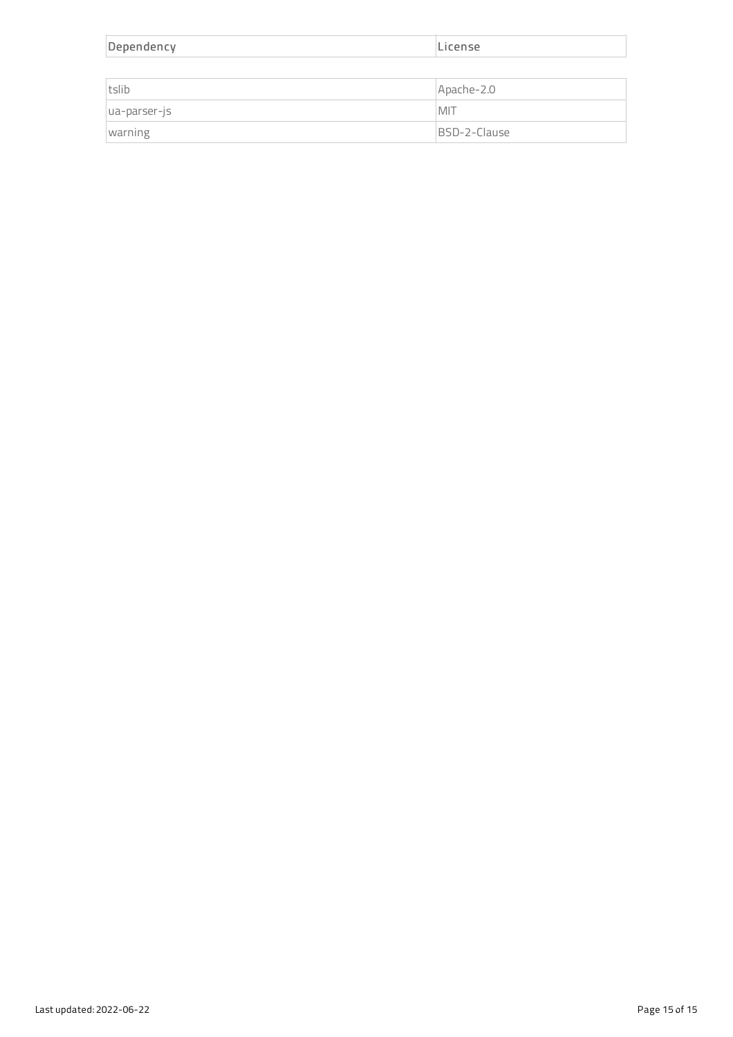| Dependency | License |
| --- | --- |
| tslib | Apache-2.0 |
| ua-parser-js | MIT |
| warning | BSD-2-Clause |

Last updated: 2022-06-22